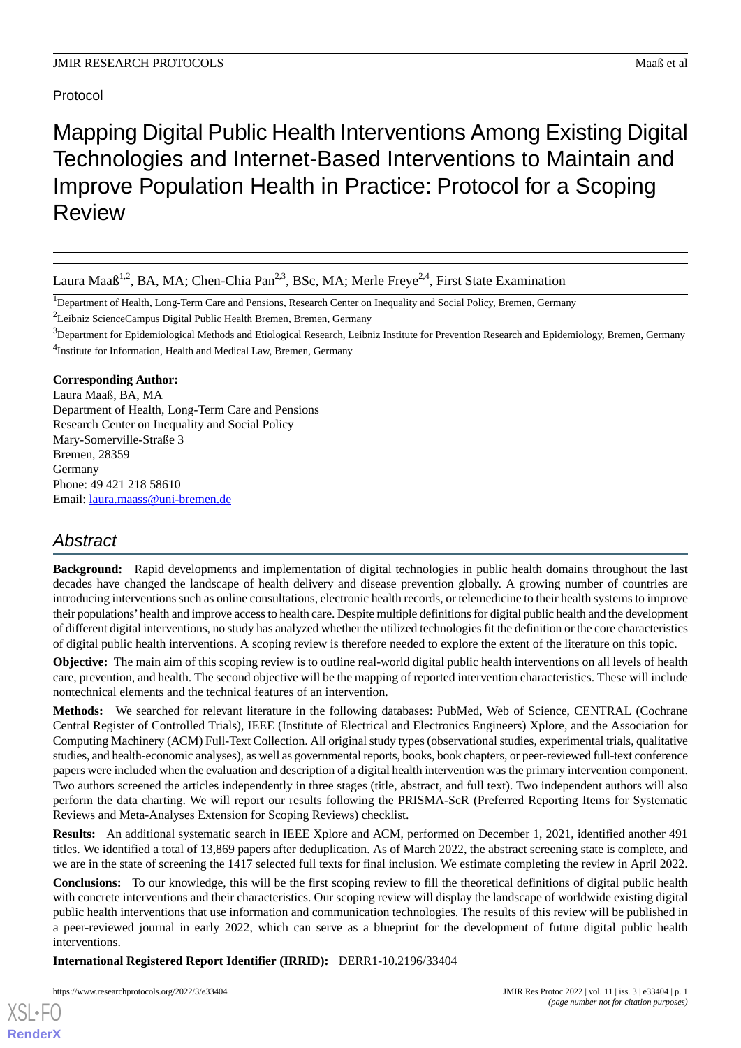Protocol

# Mapping Digital Public Health Interventions Among Existing Digital Technologies and Internet-Based Interventions to Maintain and Improve Population Health in Practice: Protocol for a Scoping Review

Laura Maaß[1,2], BA, MA; Chen-Chia Pan[2,3], BSc, MA; Merle Freye[2,4], First State Examination

[1]Department of Health, Long-Term Care and Pensions, Research Center on Inequality and Social Policy, Bremen, Germany

[2]Leibniz ScienceCampus Digital Public Health Bremen, Bremen, Germany

[3]Department for Epidemiological Methods and Etiological Research, Leibniz Institute for Prevention Research and Epidemiology, Bremen, Germany

[4]Institute for Information, Health and Medical Law, Bremen, Germany

**Corresponding Author:**
Laura Maaß, BA, MA
Department of Health, Long-Term Care and Pensions
Research Center on Inequality and Social Policy
Mary-Somerville-Straße 3
Bremen, 28359
Germany
Phone: 49 421 218 58610
Email: laura.maass@uni-bremen.de

## Abstract

**Background:** Rapid developments and implementation of digital technologies in public health domains throughout the last decades have changed the landscape of health delivery and disease prevention globally. A growing number of countries are introducing interventions such as online consultations, electronic health records, or telemedicine to their health systems to improve their populations' health and improve access to health care. Despite multiple definitions for digital public health and the development of different digital interventions, no study has analyzed whether the utilized technologies fit the definition or the core characteristics of digital public health interventions. A scoping review is therefore needed to explore the extent of the literature on this topic.

**Objective:** The main aim of this scoping review is to outline real-world digital public health interventions on all levels of health care, prevention, and health. The second objective will be the mapping of reported intervention characteristics. These will include nontechnical elements and the technical features of an intervention.

**Methods:** We searched for relevant literature in the following databases: PubMed, Web of Science, CENTRAL (Cochrane Central Register of Controlled Trials), IEEE (Institute of Electrical and Electronics Engineers) Xplore, and the Association for Computing Machinery (ACM) Full-Text Collection. All original study types (observational studies, experimental trials, qualitative studies, and health-economic analyses), as well as governmental reports, books, book chapters, or peer-reviewed full-text conference papers were included when the evaluation and description of a digital health intervention was the primary intervention component. Two authors screened the articles independently in three stages (title, abstract, and full text). Two independent authors will also perform the data charting. We will report our results following the PRISMA-ScR (Preferred Reporting Items for Systematic Reviews and Meta-Analyses Extension for Scoping Reviews) checklist.

**Results:** An additional systematic search in IEEE Xplore and ACM, performed on December 1, 2021, identified another 491 titles. We identified a total of 13,869 papers after deduplication. As of March 2022, the abstract screening state is complete, and we are in the state of screening the 1417 selected full texts for final inclusion. We estimate completing the review in April 2022.

**Conclusions:** To our knowledge, this will be the first scoping review to fill the theoretical definitions of digital public health with concrete interventions and their characteristics. Our scoping review will display the landscape of worldwide existing digital public health interventions that use information and communication technologies. The results of this review will be published in a peer-reviewed journal in early 2022, which can serve as a blueprint for the development of future digital public health interventions.

**International Registered Report Identifier (IRRID):** DERR1-10.2196/33404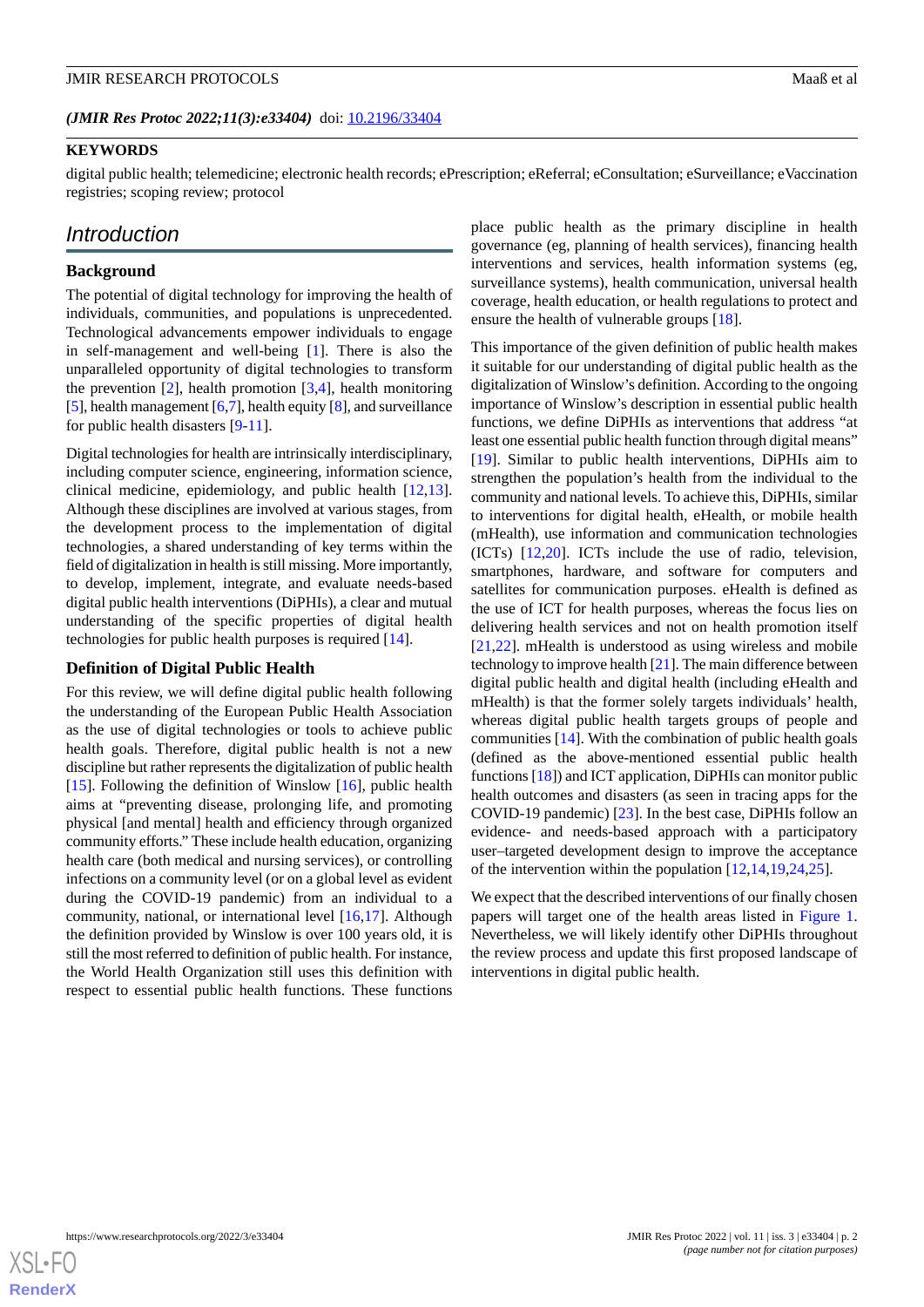(*JMIR Res Protoc 2022;11(3):e33404*) doi: 10.2196/33404

**KEYWORDS**

digital public health; telemedicine; electronic health records; ePrescription; eReferral; eConsultation; eSurveillance; eVaccination registries; scoping review; protocol

## Introduction

### Background

The potential of digital technology for improving the health of individuals, communities, and populations is unprecedented. Technological advancements empower individuals to engage in self-management and well-being [1]. There is also the unparalleled opportunity of digital technologies to transform the prevention [2], health promotion [3,4], health monitoring [5], health management [6,7], health equity [8], and surveillance for public health disasters [9-11].

Digital technologies for health are intrinsically interdisciplinary, including computer science, engineering, information science, clinical medicine, epidemiology, and public health [12,13]. Although these disciplines are involved at various stages, from the development process to the implementation of digital technologies, a shared understanding of key terms within the field of digitalization in health is still missing. More importantly, to develop, implement, integrate, and evaluate needs-based digital public health interventions (DiPHIs), a clear and mutual understanding of the specific properties of digital health technologies for public health purposes is required [14].

### Definition of Digital Public Health

For this review, we will define digital public health following the understanding of the European Public Health Association as the use of digital technologies or tools to achieve public health goals. Therefore, digital public health is not a new discipline but rather represents the digitalization of public health [15]. Following the definition of Winslow [16], public health aims at "preventing disease, prolonging life, and promoting physical [and mental] health and efficiency through organized community efforts." These include health education, organizing health care (both medical and nursing services), or controlling infections on a community level (or on a global level as evident during the COVID-19 pandemic) from an individual to a community, national, or international level [16,17]. Although the definition provided by Winslow is over 100 years old, it is still the most referred to definition of public health. For instance, the World Health Organization still uses this definition with respect to essential public health functions. These functions place public health as the primary discipline in health governance (eg, planning of health services), financing health interventions and services, health information systems (eg, surveillance systems), health communication, universal health coverage, health education, or health regulations to protect and ensure the health of vulnerable groups [18].

This importance of the given definition of public health makes it suitable for our understanding of digital public health as the digitalization of Winslow's definition. According to the ongoing importance of Winslow's description in essential public health functions, we define DiPHIs as interventions that address "at least one essential public health function through digital means" [19]. Similar to public health interventions, DiPHIs aim to strengthen the population's health from the individual to the community and national levels. To achieve this, DiPHIs, similar to interventions for digital health, eHealth, or mobile health (mHealth), use information and communication technologies (ICTs) [12,20]. ICTs include the use of radio, television, smartphones, hardware, and software for computers and satellites for communication purposes. eHealth is defined as the use of ICT for health purposes, whereas the focus lies on delivering health services and not on health promotion itself [21,22]. mHealth is understood as using wireless and mobile technology to improve health [21]. The main difference between digital public health and digital health (including eHealth and mHealth) is that the former solely targets individuals' health, whereas digital public health targets groups of people and communities [14]. With the combination of public health goals (defined as the above-mentioned essential public health functions [18]) and ICT application, DiPHIs can monitor public health outcomes and disasters (as seen in tracing apps for the COVID-19 pandemic) [23]. In the best case, DiPHIs follow an evidence- and needs-based approach with a participatory user–targeted development design to improve the acceptance of the intervention within the population [12,14,19,24,25].

We expect that the described interventions of our finally chosen papers will target one of the health areas listed in Figure 1. Nevertheless, we will likely identify other DiPHIs throughout the review process and update this first proposed landscape of interventions in digital public health.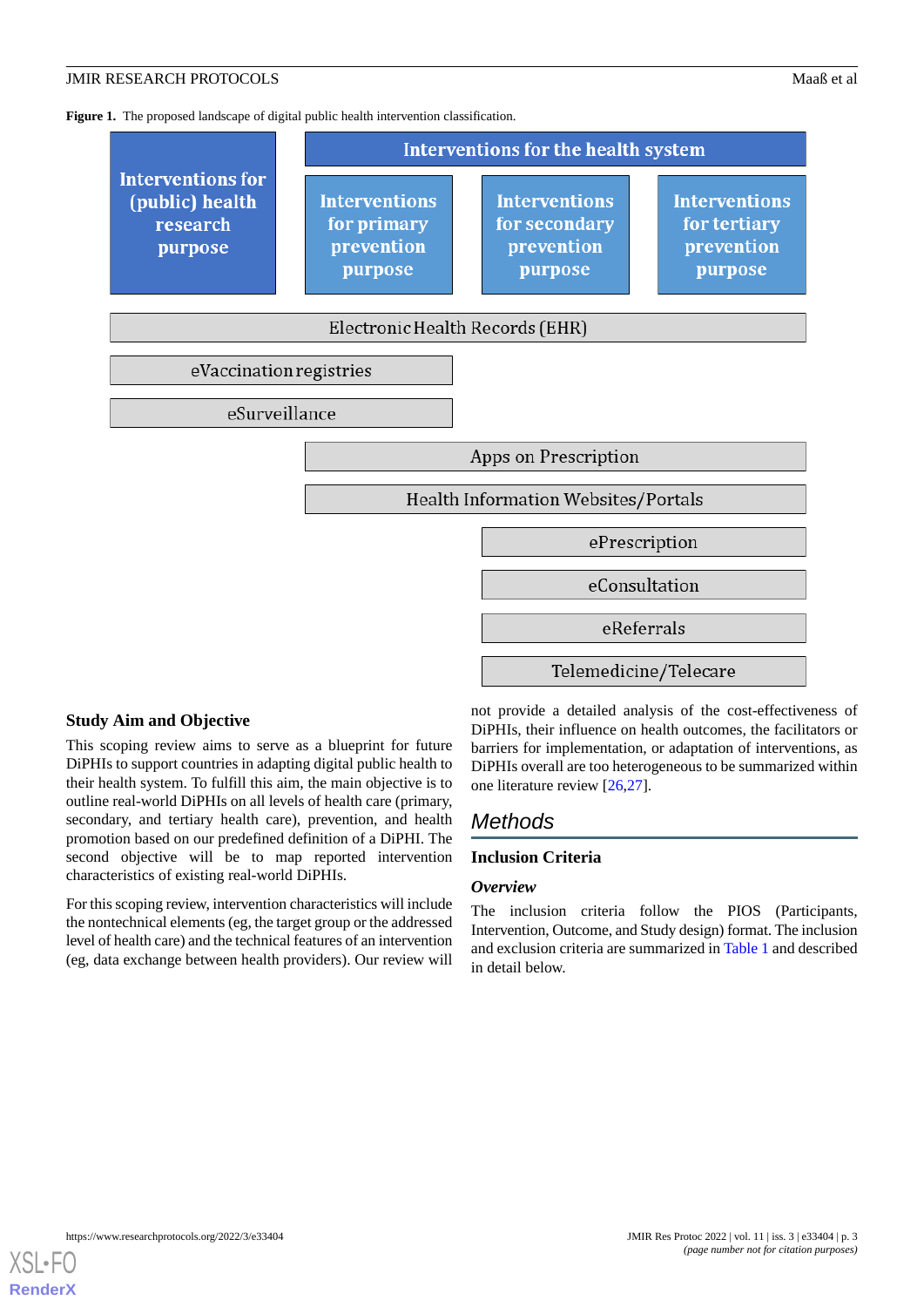**Figure 1.** The proposed landscape of digital public health intervention classification.

| Interventions for (public) health research purpose | Interventions for the health system | | |
|---|---|---|---|
| | Interventions for primary prevention purpose | Interventions for secondary prevention purpose | Interventions for tertiary prevention purpose |
| Electronic Health Records (EHR) | Electronic Health Records (EHR) | Electronic Health Records (EHR) | Electronic Health Records (EHR) |
| eVaccination registries | eVaccination registries | | |
| eSurveillance | eSurveillance | | |
| | Apps on Prescription | Apps on Prescription | Apps on Prescription |
| | Health Information Websites/Portals | Health Information Websites/Portals | Health Information Websites/Portals |
| | | ePrescription | ePrescription |
| | | eConsultation | eConsultation |
| | | eReferrals | eReferrals |
| | | Telemedicine/Telecare | Telemedicine/Telecare |

### Study Aim and Objective

This scoping review aims to serve as a blueprint for future DiPHIs to support countries in adapting digital public health to their health system. To fulfill this aim, the main objective is to outline real-world DiPHIs on all levels of health care (primary, secondary, and tertiary health care), prevention, and health promotion based on our predefined definition of a DiPHI. The second objective will be to map reported intervention characteristics of existing real-world DiPHIs.

For this scoping review, intervention characteristics will include the nontechnical elements (eg, the target group or the addressed level of health care) and the technical features of an intervention (eg, data exchange between health providers). Our review will not provide a detailed analysis of the cost-effectiveness of DiPHIs, their influence on health outcomes, the facilitators or barriers for implementation, or adaptation of interventions, as DiPHIs overall are too heterogeneous to be summarized within one literature review [26,27].

## Methods

### Inclusion Criteria

#### *Overview*

The inclusion criteria follow the PIOS (Participants, Intervention, Outcome, and Study design) format. The inclusion and exclusion criteria are summarized in Table 1 and described in detail below.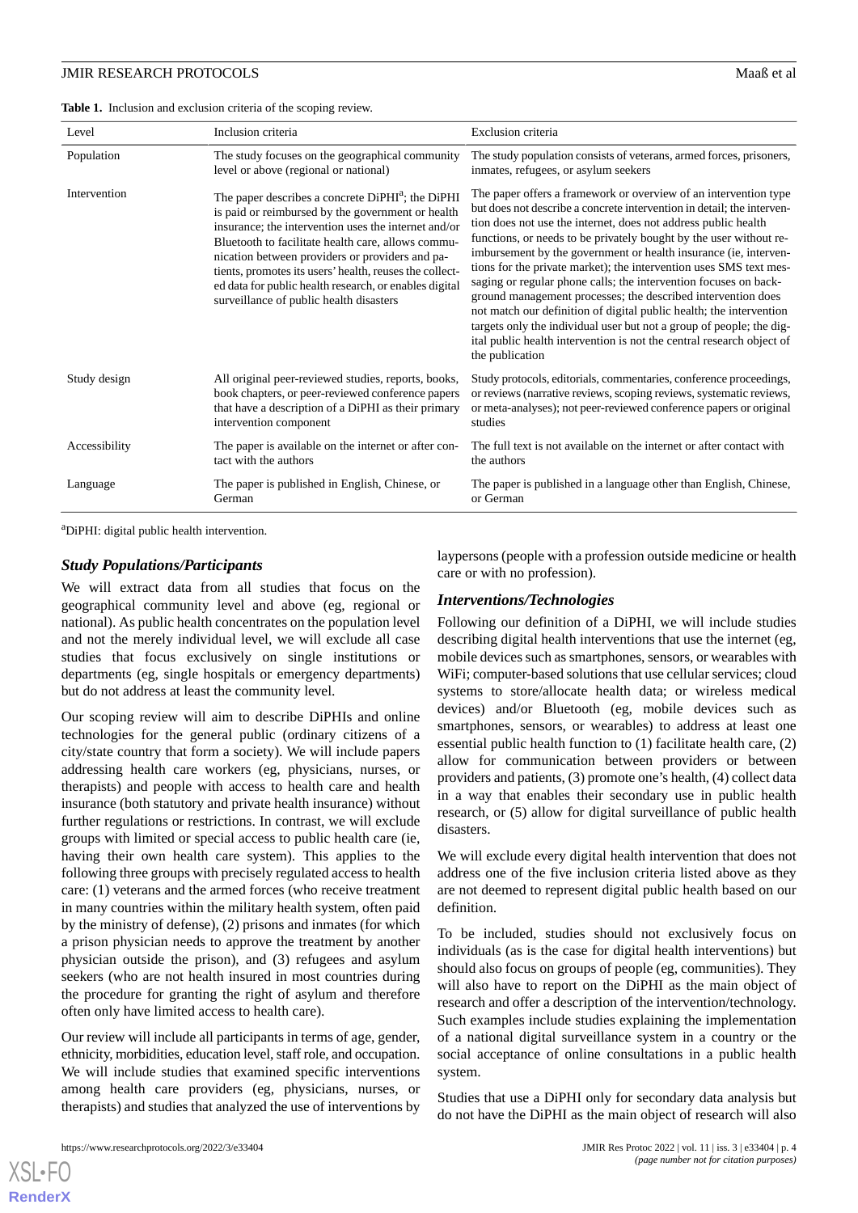**Table 1.** Inclusion and exclusion criteria of the scoping review.

| Level | Inclusion criteria | Exclusion criteria |
| --- | --- | --- |
| Population | The study focuses on the geographical community level or above (regional or national) | The study population consists of veterans, armed forces, prisoners, inmates, refugees, or asylum seekers |
| Intervention | The paper describes a concrete DiPHI[a]; the DiPHI is paid or reimbursed by the government or health insurance; the intervention uses the internet and/or Bluetooth to facilitate health care, allows communication between providers or providers and patients, promotes its users' health, reuses the collected data for public health research, or enables digital surveillance of public health disasters | The paper offers a framework or overview of an intervention type but does not describe a concrete intervention in detail; the intervention does not use the internet, does not address public health functions, or needs to be privately bought by the user without reimbursement by the government or health insurance (ie, interventions for the private market); the intervention uses SMS text messaging or regular phone calls; the intervention focuses on background management processes; the described intervention does not match our definition of digital public health; the intervention targets only the individual user but not a group of people; the digital public health intervention is not the central research object of the publication |
| Study design | All original peer-reviewed studies, reports, books, book chapters, or peer-reviewed conference papers that have a description of a DiPHI as their primary intervention component | Study protocols, editorials, commentaries, conference proceedings, or reviews (narrative reviews, scoping reviews, systematic reviews, or meta-analyses); not peer-reviewed conference papers or original studies |
| Accessibility | The paper is available on the internet or after contact with the authors | The full text is not available on the internet or after contact with the authors |
| Language | The paper is published in English, Chinese, or German | The paper is published in a language other than English, Chinese, or German |

[a]DiPHI: digital public health intervention.

### Study Populations/Participants

We will extract data from all studies that focus on the geographical community level and above (eg, regional or national). As public health concentrates on the population level and not the merely individual level, we will exclude all case studies that focus exclusively on single institutions or departments (eg, single hospitals or emergency departments) but do not address at least the community level.

Our scoping review will aim to describe DiPHIs and online technologies for the general public (ordinary citizens of a city/state country that form a society). We will include papers addressing health care workers (eg, physicians, nurses, or therapists) and people with access to health care and health insurance (both statutory and private health insurance) without further regulations or restrictions. In contrast, we will exclude groups with limited or special access to public health care (ie, having their own health care system). This applies to the following three groups with precisely regulated access to health care: (1) veterans and the armed forces (who receive treatment in many countries within the military health system, often paid by the ministry of defense), (2) prisons and inmates (for which a prison physician needs to approve the treatment by another physician outside the prison), and (3) refugees and asylum seekers (who are not health insured in most countries during the procedure for granting the right of asylum and therefore often only have limited access to health care).

Our review will include all participants in terms of age, gender, ethnicity, morbidities, education level, staff role, and occupation. We will include studies that examined specific interventions among health care providers (eg, physicians, nurses, or therapists) and studies that analyzed the use of interventions by laypersons (people with a profession outside medicine or health care or with no profession).

### Interventions/Technologies

Following our definition of a DiPHI, we will include studies describing digital health interventions that use the internet (eg, mobile devices such as smartphones, sensors, or wearables with WiFi; computer-based solutions that use cellular services; cloud systems to store/allocate health data; or wireless medical devices) and/or Bluetooth (eg, mobile devices such as smartphones, sensors, or wearables) to address at least one essential public health function to (1) facilitate health care, (2) allow for communication between providers or between providers and patients, (3) promote one's health, (4) collect data in a way that enables their secondary use in public health research, or (5) allow for digital surveillance of public health disasters.

We will exclude every digital health intervention that does not address one of the five inclusion criteria listed above as they are not deemed to represent digital public health based on our definition.

To be included, studies should not exclusively focus on individuals (as is the case for digital health interventions) but should also focus on groups of people (eg, communities). They will also have to report on the DiPHI as the main object of research and offer a description of the intervention/technology. Such examples include studies explaining the implementation of a national digital surveillance system in a country or the social acceptance of online consultations in a public health system.

Studies that use a DiPHI only for secondary data analysis but do not have the DiPHI as the main object of research will also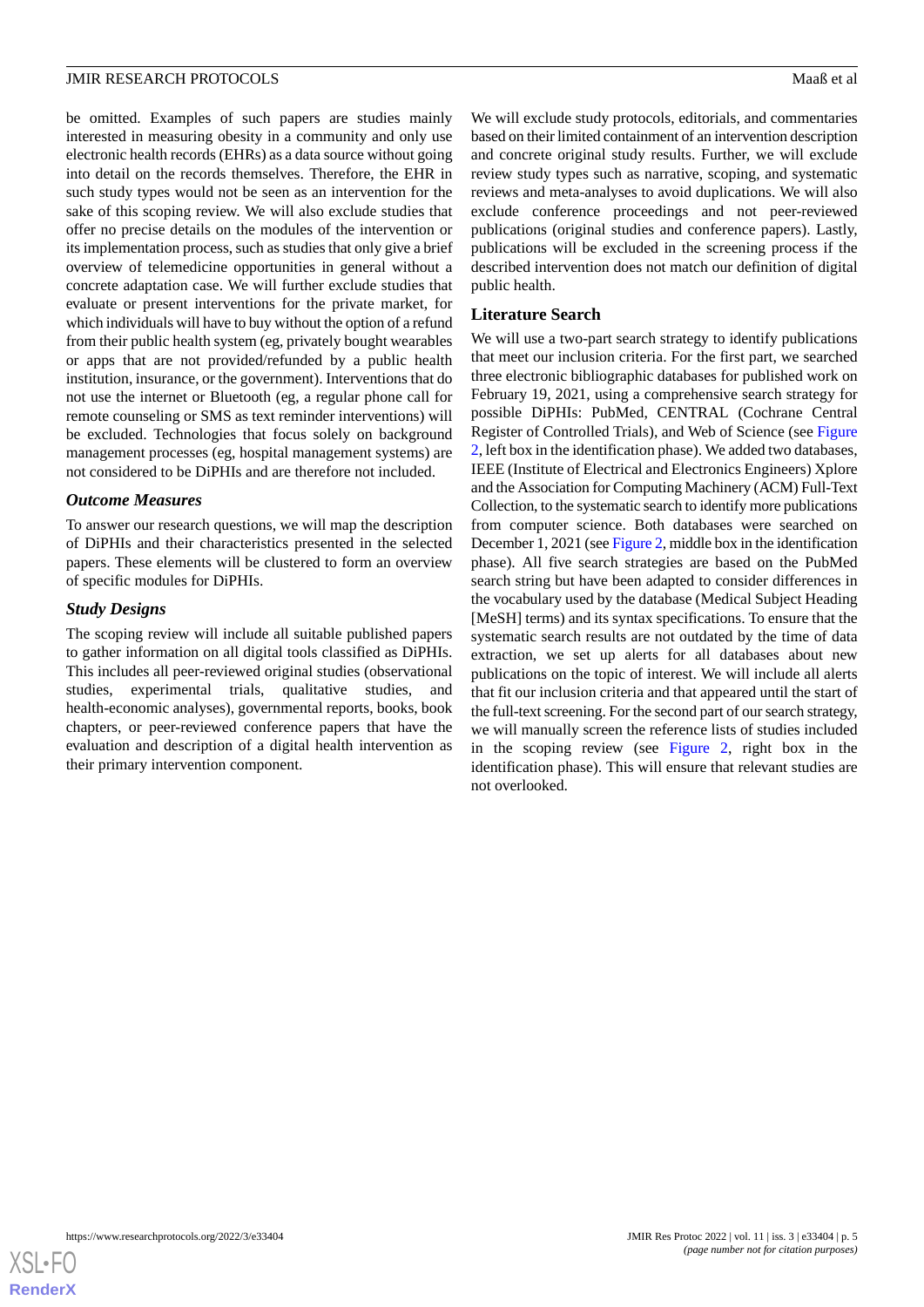be omitted. Examples of such papers are studies mainly interested in measuring obesity in a community and only use electronic health records (EHRs) as a data source without going into detail on the records themselves. Therefore, the EHR in such study types would not be seen as an intervention for the sake of this scoping review. We will also exclude studies that offer no precise details on the modules of the intervention or its implementation process, such as studies that only give a brief overview of telemedicine opportunities in general without a concrete adaptation case. We will further exclude studies that evaluate or present interventions for the private market, for which individuals will have to buy without the option of a refund from their public health system (eg, privately bought wearables or apps that are not provided/refunded by a public health institution, insurance, or the government). Interventions that do not use the internet or Bluetooth (eg, a regular phone call for remote counseling or SMS as text reminder interventions) will be excluded. Technologies that focus solely on background management processes (eg, hospital management systems) are not considered to be DiPHIs and are therefore not included.

### *Outcome Measures*

To answer our research questions, we will map the description of DiPHIs and their characteristics presented in the selected papers. These elements will be clustered to form an overview of specific modules for DiPHIs.

### *Study Designs*

The scoping review will include all suitable published papers to gather information on all digital tools classified as DiPHIs. This includes all peer-reviewed original studies (observational studies, experimental trials, qualitative studies, and health-economic analyses), governmental reports, books, book chapters, or peer-reviewed conference papers that have the evaluation and description of a digital health intervention as their primary intervention component.

We will exclude study protocols, editorials, and commentaries based on their limited containment of an intervention description and concrete original study results. Further, we will exclude review study types such as narrative, scoping, and systematic reviews and meta-analyses to avoid duplications. We will also exclude conference proceedings and not peer-reviewed publications (original studies and conference papers). Lastly, publications will be excluded in the screening process if the described intervention does not match our definition of digital public health.

## Literature Search

We will use a two-part search strategy to identify publications that meet our inclusion criteria. For the first part, we searched three electronic bibliographic databases for published work on February 19, 2021, using a comprehensive search strategy for possible DiPHIs: PubMed, CENTRAL (Cochrane Central Register of Controlled Trials), and Web of Science (see Figure 2, left box in the identification phase). We added two databases, IEEE (Institute of Electrical and Electronics Engineers) Xplore and the Association for Computing Machinery (ACM) Full-Text Collection, to the systematic search to identify more publications from computer science. Both databases were searched on December 1, 2021 (see Figure 2, middle box in the identification phase). All five search strategies are based on the PubMed search string but have been adapted to consider differences in the vocabulary used by the database (Medical Subject Heading [MeSH] terms) and its syntax specifications. To ensure that the systematic search results are not outdated by the time of data extraction, we set up alerts for all databases about new publications on the topic of interest. We will include all alerts that fit our inclusion criteria and that appeared until the start of the full-text screening. For the second part of our search strategy, we will manually screen the reference lists of studies included in the scoping review (see Figure 2, right box in the identification phase). This will ensure that relevant studies are not overlooked.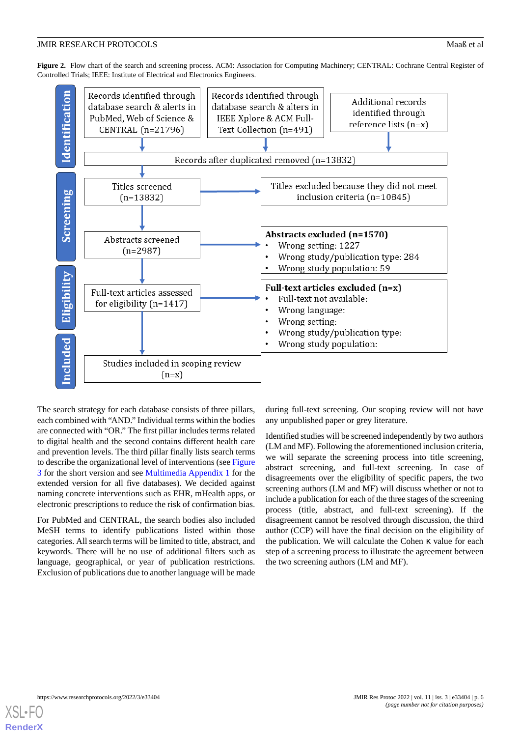**Figure 2.** Flow chart of the search and screening process. ACM: Association for Computing Machinery; CENTRAL: Cochrane Central Register of Controlled Trials; IEEE: Institute of Electrical and Electronics Engineers.

**Identification**

- Records identified through database search & alerts in PubMed, Web of Science & CENTRAL (n=21796)
- Records identified through database search & alters in IEEE Xplore & ACM Full-Text Collection (n=491)
- Additional records identified through reference lists (n=x)
- Records after duplicated removed (n=13832)

**Screening**

- Titles screened (n=13832)
- Titles excluded because they did not meet inclusion criteria (n=10845)
- Abstracts screened (n=2987)
- **Abstracts excluded (n=1570)**
  - Wrong setting: 1227
  - Wrong study/publication type: 284
  - Wrong study population: 59

**Eligibility**

- Full-text articles assessed for eligibility (n=1417)
- **Full-text articles excluded (n=x)**
  - Full-text not available:
  - Wrong language:
  - Wrong setting:
  - Wrong study/publication type:
  - Wrong study population:

**Included**

- Studies included in scoping review (n=x)

The search strategy for each database consists of three pillars, each combined with "AND." Individual terms within the bodies are connected with "OR." The first pillar includes terms related to digital health and the second contains different health care and prevention levels. The third pillar finally lists search terms to describe the organizational level of interventions (see Figure 3 for the short version and see Multimedia Appendix 1 for the extended version for all five databases). We decided against naming concrete interventions such as EHR, mHealth apps, or electronic prescriptions to reduce the risk of confirmation bias.

For PubMed and CENTRAL, the search bodies also included MeSH terms to identify publications listed within those categories. All search terms will be limited to title, abstract, and keywords. There will be no use of additional filters such as language, geographical, or year of publication restrictions. Exclusion of publications due to another language will be made during full-text screening. Our scoping review will not have any unpublished paper or grey literature.

Identified studies will be screened independently by two authors (LM and MF). Following the aforementioned inclusion criteria, we will separate the screening process into title screening, abstract screening, and full-text screening. In case of disagreements over the eligibility of specific papers, the two screening authors (LM and MF) will discuss whether or not to include a publication for each of the three stages of the screening process (title, abstract, and full-text screening). If the disagreement cannot be resolved through discussion, the third author (CCP) will have the final decision on the eligibility of the publication. We will calculate the Cohen $\kappa$ value for each step of a screening process to illustrate the agreement between the two screening authors (LM and MF).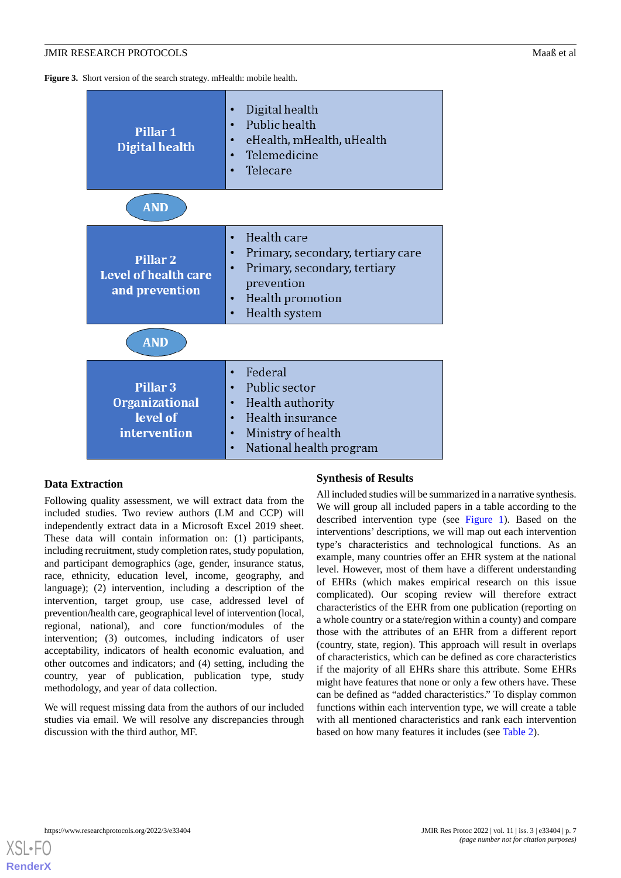**Figure 3.** Short version of the search strategy. mHealth: mobile health.

| Pillar | Search terms |
| --- | --- |
| **Pillar 1 Digital health** | • Digital health<br>• Public health<br>• eHealth, mHealth, uHealth<br>• Telemedicine<br>• Telecare |
| **AND** | |
| **Pillar 2 Level of health care and prevention** | • Health care<br>• Primary, secondary, tertiary care<br>• Primary, secondary, tertiary prevention<br>• Health promotion<br>• Health system |
| **AND** | |
| **Pillar 3 Organizational level of intervention** | • Federal<br>• Public sector<br>• Health authority<br>• Health insurance<br>• Ministry of health<br>• National health program |

## Data Extraction

Following quality assessment, we will extract data from the included studies. Two review authors (LM and CCP) will independently extract data in a Microsoft Excel 2019 sheet. These data will contain information on: (1) participants, including recruitment, study completion rates, study population, and participant demographics (age, gender, insurance status, race, ethnicity, education level, income, geography, and language); (2) intervention, including a description of the intervention, target group, use case, addressed level of prevention/health care, geographical level of intervention (local, regional, national), and core function/modules of the intervention; (3) outcomes, including indicators of user acceptability, indicators of health economic evaluation, and other outcomes and indicators; and (4) setting, including the country, year of publication, publication type, study methodology, and year of data collection.

We will request missing data from the authors of our included studies via email. We will resolve any discrepancies through discussion with the third author, MF.

## Synthesis of Results

All included studies will be summarized in a narrative synthesis. We will group all included papers in a table according to the described intervention type (see Figure 1). Based on the interventions' descriptions, we will map out each intervention type's characteristics and technological functions. As an example, many countries offer an EHR system at the national level. However, most of them have a different understanding of EHRs (which makes empirical research on this issue complicated). Our scoping review will therefore extract characteristics of the EHR from one publication (reporting on a whole country or a state/region within a county) and compare those with the attributes of an EHR from a different report (country, state, region). This approach will result in overlaps of characteristics, which can be defined as core characteristics if the majority of all EHRs share this attribute. Some EHRs might have features that none or only a few others have. These can be defined as "added characteristics." To display common functions within each intervention type, we will create a table with all mentioned characteristics and rank each intervention based on how many features it includes (see Table 2).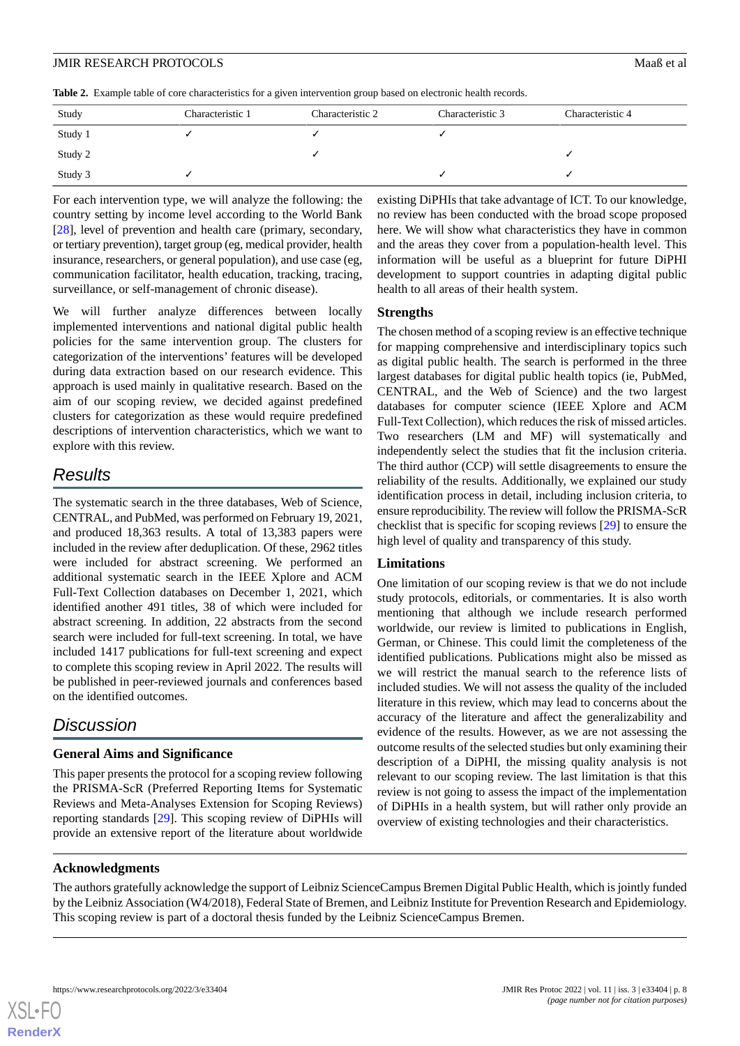**Table 2.** Example table of core characteristics for a given intervention group based on electronic health records.

| Study | Characteristic 1 | Characteristic 2 | Characteristic 3 | Characteristic 4 |
|---|---|---|---|---|
| Study 1 | ✓ | ✓ | ✓ | |
| Study 2 | | ✓ | | ✓ |
| Study 3 | ✓ | | ✓ | ✓ |

For each intervention type, we will analyze the following: the country setting by income level according to the World Bank [28], level of prevention and health care (primary, secondary, or tertiary prevention), target group (eg, medical provider, health insurance, researchers, or general population), and use case (eg, communication facilitator, health education, tracking, tracing, surveillance, or self-management of chronic disease).

We will further analyze differences between locally implemented interventions and national digital public health policies for the same intervention group. The clusters for categorization of the interventions' features will be developed during data extraction based on our research evidence. This approach is used mainly in qualitative research. Based on the aim of our scoping review, we decided against predefined clusters for categorization as these would require predefined descriptions of intervention characteristics, which we want to explore with this review.

# Results

The systematic search in the three databases, Web of Science, CENTRAL, and PubMed, was performed on February 19, 2021, and produced 18,363 results. A total of 13,383 papers were included in the review after deduplication. Of these, 2962 titles were included for abstract screening. We performed an additional systematic search in the IEEE Xplore and ACM Full-Text Collection databases on December 1, 2021, which identified another 491 titles, 38 of which were included for abstract screening. In addition, 22 abstracts from the second search were included for full-text screening. In total, we have included 1417 publications for full-text screening and expect to complete this scoping review in April 2022. The results will be published in peer-reviewed journals and conferences based on the identified outcomes.

# Discussion

## General Aims and Significance

This paper presents the protocol for a scoping review following the PRISMA-ScR (Preferred Reporting Items for Systematic Reviews and Meta-Analyses Extension for Scoping Reviews) reporting standards [29]. This scoping review of DiPHIs will provide an extensive report of the literature about worldwide existing DiPHIs that take advantage of ICT. To our knowledge, no review has been conducted with the broad scope proposed here. We will show what characteristics they have in common and the areas they cover from a population-health level. This information will be useful as a blueprint for future DiPHI development to support countries in adapting digital public health to all areas of their health system.

## Strengths

The chosen method of a scoping review is an effective technique for mapping comprehensive and interdisciplinary topics such as digital public health. The search is performed in the three largest databases for digital public health topics (ie, PubMed, CENTRAL, and the Web of Science) and the two largest databases for computer science (IEEE Xplore and ACM Full-Text Collection), which reduces the risk of missed articles. Two researchers (LM and MF) will systematically and independently select the studies that fit the inclusion criteria. The third author (CCP) will settle disagreements to ensure the reliability of the results. Additionally, we explained our study identification process in detail, including inclusion criteria, to ensure reproducibility. The review will follow the PRISMA-ScR checklist that is specific for scoping reviews [29] to ensure the high level of quality and transparency of this study.

## Limitations

One limitation of our scoping review is that we do not include study protocols, editorials, or commentaries. It is also worth mentioning that although we include research performed worldwide, our review is limited to publications in English, German, or Chinese. This could limit the completeness of the identified publications. Publications might also be missed as we will restrict the manual search to the reference lists of included studies. We will not assess the quality of the included literature in this review, which may lead to concerns about the accuracy of the literature and affect the generalizability and evidence of the results. However, as we are not assessing the outcome results of the selected studies but only examining their description of a DiPHI, the missing quality analysis is not relevant to our scoping review. The last limitation is that this review is not going to assess the impact of the implementation of DiPHIs in a health system, but will rather only provide an overview of existing technologies and their characteristics.

## Acknowledgments

The authors gratefully acknowledge the support of Leibniz ScienceCampus Bremen Digital Public Health, which is jointly funded by the Leibniz Association (W4/2018), Federal State of Bremen, and Leibniz Institute for Prevention Research and Epidemiology. This scoping review is part of a doctoral thesis funded by the Leibniz ScienceCampus Bremen.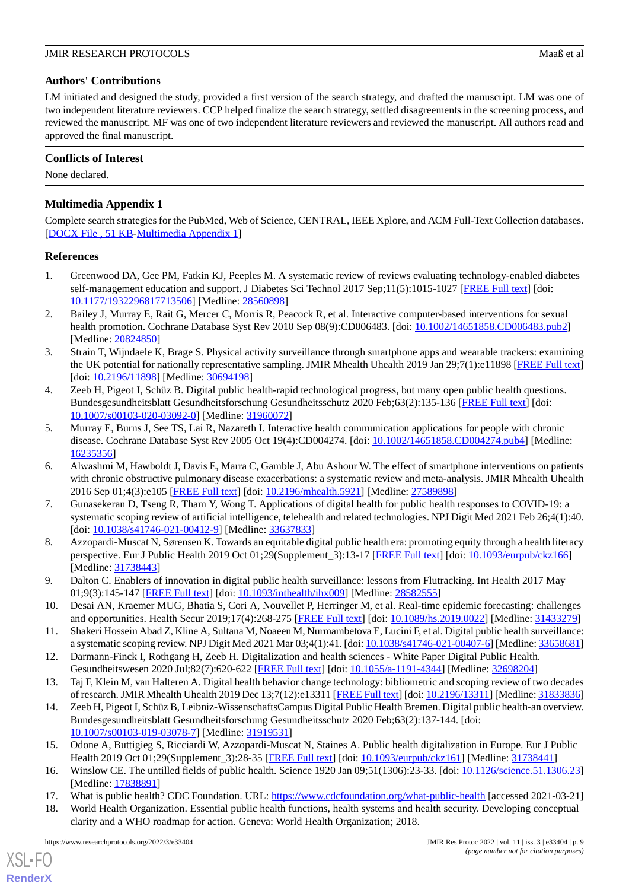## Authors' Contributions

LM initiated and designed the study, provided a first version of the search strategy, and drafted the manuscript. LM was one of two independent literature reviewers. CCP helped finalize the search strategy, settled disagreements in the screening process, and reviewed the manuscript. MF was one of two independent literature reviewers and reviewed the manuscript. All authors read and approved the final manuscript.

## Conflicts of Interest

None declared.

## Multimedia Appendix 1

Complete search strategies for the PubMed, Web of Science, CENTRAL, IEEE Xplore, and ACM Full-Text Collection databases.
[DOCX File , 51 KB-Multimedia Appendix 1]

## References

1. Greenwood DA, Gee PM, Fatkin KJ, Peeples M. A systematic review of reviews evaluating technology-enabled diabetes self-management education and support. J Diabetes Sci Technol 2017 Sep;11(5):1015-1027 [FREE Full text] [doi: 10.1177/1932296817713506] [Medline: 28560898]
2. Bailey J, Murray E, Rait G, Mercer C, Morris R, Peacock R, et al. Interactive computer-based interventions for sexual health promotion. Cochrane Database Syst Rev 2010 Sep 08(9):CD006483. [doi: 10.1002/14651858.CD006483.pub2] [Medline: 20824850]
3. Strain T, Wijndaele K, Brage S. Physical activity surveillance through smartphone apps and wearable trackers: examining the UK potential for nationally representative sampling. JMIR Mhealth Uhealth 2019 Jan 29;7(1):e11898 [FREE Full text] [doi: 10.2196/11898] [Medline: 30694198]
4. Zeeb H, Pigeot I, Schüz B. Digital public health-rapid technological progress, but many open public health questions. Bundesgesundheitsblatt Gesundheitsforschung Gesundheitsschutz 2020 Feb;63(2):135-136 [FREE Full text] [doi: 10.1007/s00103-020-03092-0] [Medline: 31960072]
5. Murray E, Burns J, See TS, Lai R, Nazareth I. Interactive health communication applications for people with chronic disease. Cochrane Database Syst Rev 2005 Oct 19(4):CD004274. [doi: 10.1002/14651858.CD004274.pub4] [Medline: 16235356]
6. Alwashmi M, Hawboldt J, Davis E, Marra C, Gamble J, Abu Ashour W. The effect of smartphone interventions on patients with chronic obstructive pulmonary disease exacerbations: a systematic review and meta-analysis. JMIR Mhealth Uhealth 2016 Sep 01;4(3):e105 [FREE Full text] [doi: 10.2196/mhealth.5921] [Medline: 27589898]
7. Gunasekeran D, Tseng R, Tham Y, Wong T. Applications of digital health for public health responses to COVID-19: a systematic scoping review of artificial intelligence, telehealth and related technologies. NPJ Digit Med 2021 Feb 26;4(1):40. [doi: 10.1038/s41746-021-00412-9] [Medline: 33637833]
8. Azzopardi-Muscat N, Sørensen K. Towards an equitable digital public health era: promoting equity through a health literacy perspective. Eur J Public Health 2019 Oct 01;29(Supplement_3):13-17 [FREE Full text] [doi: 10.1093/eurpub/ckz166] [Medline: 31738443]
9. Dalton C. Enablers of innovation in digital public health surveillance: lessons from Flutracking. Int Health 2017 May 01;9(3):145-147 [FREE Full text] [doi: 10.1093/inthealth/ihx009] [Medline: 28582555]
10. Desai AN, Kraemer MUG, Bhatia S, Cori A, Nouvellet P, Herringer M, et al. Real-time epidemic forecasting: challenges and opportunities. Health Secur 2019;17(4):268-275 [FREE Full text] [doi: 10.1089/hs.2019.0022] [Medline: 31433279]
11. Shakeri Hossein Abad Z, Kline A, Sultana M, Noaeen M, Nurmambetova E, Lucini F, et al. Digital public health surveillance: a systematic scoping review. NPJ Digit Med 2021 Mar 03;4(1):41. [doi: 10.1038/s41746-021-00407-6] [Medline: 33658681]
12. Darmann-Finck I, Rothgang H, Zeeb H. Digitalization and health sciences - White Paper Digital Public Health. Gesundheitswesen 2020 Jul;82(7):620-622 [FREE Full text] [doi: 10.1055/a-1191-4344] [Medline: 32698204]
13. Taj F, Klein M, van Halteren A. Digital health behavior change technology: bibliometric and scoping review of two decades of research. JMIR Mhealth Uhealth 2019 Dec 13;7(12):e13311 [FREE Full text] [doi: 10.2196/13311] [Medline: 31833836]
14. Zeeb H, Pigeot I, Schüz B, Leibniz-WissenschaftsCampus Digital Public Health Bremen. Digital public health-an overview. Bundesgesundheitsblatt Gesundheitsforschung Gesundheitsschutz 2020 Feb;63(2):137-144. [doi: 10.1007/s00103-019-03078-7] [Medline: 31919531]
15. Odone A, Buttigieg S, Ricciardi W, Azzopardi-Muscat N, Staines A. Public health digitalization in Europe. Eur J Public Health 2019 Oct 01;29(Supplement_3):28-35 [FREE Full text] [doi: 10.1093/eurpub/ckz161] [Medline: 31738441]
16. Winslow CE. The untilled fields of public health. Science 1920 Jan 09;51(1306):23-33. [doi: 10.1126/science.51.1306.23] [Medline: 17838891]
17. What is public health? CDC Foundation. URL: https://www.cdcfoundation.org/what-public-health [accessed 2021-03-21]
18. World Health Organization. Essential public health functions, health systems and health security. Developing conceptual clarity and a WHO roadmap for action. Geneva: World Health Organization; 2018.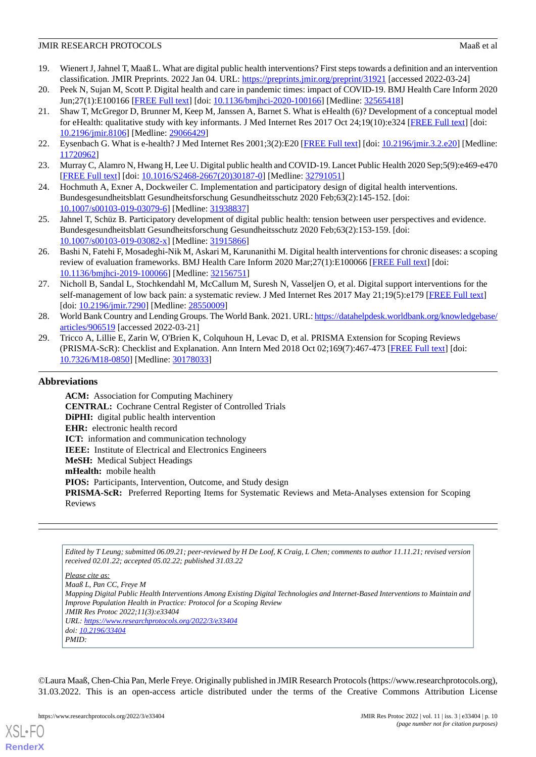19. Wienert J, Jahnel T, Maaß L. What are digital public health interventions? First steps towards a definition and an intervention classification. JMIR Preprints. 2022 Jan 04. URL: https://preprints.jmir.org/preprint/31921 [accessed 2022-03-24]
20. Peek N, Sujan M, Scott P. Digital health and care in pandemic times: impact of COVID-19. BMJ Health Care Inform 2020 Jun;27(1):E100166 [FREE Full text] [doi: 10.1136/bmjhci-2020-100166] [Medline: 32565418]
21. Shaw T, McGregor D, Brunner M, Keep M, Janssen A, Barnet S. What is eHealth (6)? Development of a conceptual model for eHealth: qualitative study with key informants. J Med Internet Res 2017 Oct 24;19(10):e324 [FREE Full text] [doi: 10.2196/jmir.8106] [Medline: 29066429]
22. Eysenbach G. What is e-health? J Med Internet Res 2001;3(2):E20 [FREE Full text] [doi: 10.2196/jmir.3.2.e20] [Medline: 11720962]
23. Murray C, Alamro N, Hwang H, Lee U. Digital public health and COVID-19. Lancet Public Health 2020 Sep;5(9):e469-e470 [FREE Full text] [doi: 10.1016/S2468-2667(20)30187-0] [Medline: 32791051]
24. Hochmuth A, Exner A, Dockweiler C. Implementation and participatory design of digital health interventions. Bundesgesundheitsblatt Gesundheitsforschung Gesundheitsschutz 2020 Feb;63(2):145-152. [doi: 10.1007/s00103-019-03079-6] [Medline: 31938837]
25. Jahnel T, Schüz B. Participatory development of digital public health: tension between user perspectives and evidence. Bundesgesundheitsblatt Gesundheitsforschung Gesundheitsschutz 2020 Feb;63(2):153-159. [doi: 10.1007/s00103-019-03082-x] [Medline: 31915866]
26. Bashi N, Fatehi F, Mosadeghi-Nik M, Askari M, Karunanithi M. Digital health interventions for chronic diseases: a scoping review of evaluation frameworks. BMJ Health Care Inform 2020 Mar;27(1):E100066 [FREE Full text] [doi: 10.1136/bmjhci-2019-100066] [Medline: 32156751]
27. Nicholl B, Sandal L, Stochkendahl M, McCallum M, Suresh N, Vasseljen O, et al. Digital support interventions for the self-management of low back pain: a systematic review. J Med Internet Res 2017 May 21;19(5):e179 [FREE Full text] [doi: 10.2196/jmir.7290] [Medline: 28550009]
28. World Bank Country and Lending Groups. The World Bank. 2021. URL: https://datahelpdesk.worldbank.org/knowledgebase/articles/906519 [accessed 2022-03-21]
29. Tricco A, Lillie E, Zarin W, O'Brien K, Colquhoun H, Levac D, et al. PRISMA Extension for Scoping Reviews (PRISMA-ScR): Checklist and Explanation. Ann Intern Med 2018 Oct 02;169(7):467-473 [FREE Full text] [doi: 10.7326/M18-0850] [Medline: 30178033]

## Abbreviations

**ACM:** Association for Computing Machinery
**CENTRAL:** Cochrane Central Register of Controlled Trials
**DiPHI:** digital public health intervention
**EHR:** electronic health record
**ICT:** information and communication technology
**IEEE:** Institute of Electrical and Electronics Engineers
**MeSH:** Medical Subject Headings
**mHealth:** mobile health
**PIOS:** Participants, Intervention, Outcome, and Study design
**PRISMA-ScR:** Preferred Reporting Items for Systematic Reviews and Meta-Analyses extension for Scoping Reviews

---

*Edited by T Leung; submitted 06.09.21; peer-reviewed by H De Loof, K Craig, L Chen; comments to author 11.11.21; revised version received 02.01.22; accepted 05.02.22; published 31.03.22*

*Please cite as:*
*Maaß L, Pan CC, Freye M*
*Mapping Digital Public Health Interventions Among Existing Digital Technologies and Internet-Based Interventions to Maintain and Improve Population Health in Practice: Protocol for a Scoping Review*
*JMIR Res Protoc 2022;11(3):e33404*
*URL: https://www.researchprotocols.org/2022/3/e33404*
*doi: 10.2196/33404*
*PMID:*

©Laura Maaß, Chen-Chia Pan, Merle Freye. Originally published in JMIR Research Protocols (https://www.researchprotocols.org), 31.03.2022. This is an open-access article distributed under the terms of the Creative Commons Attribution License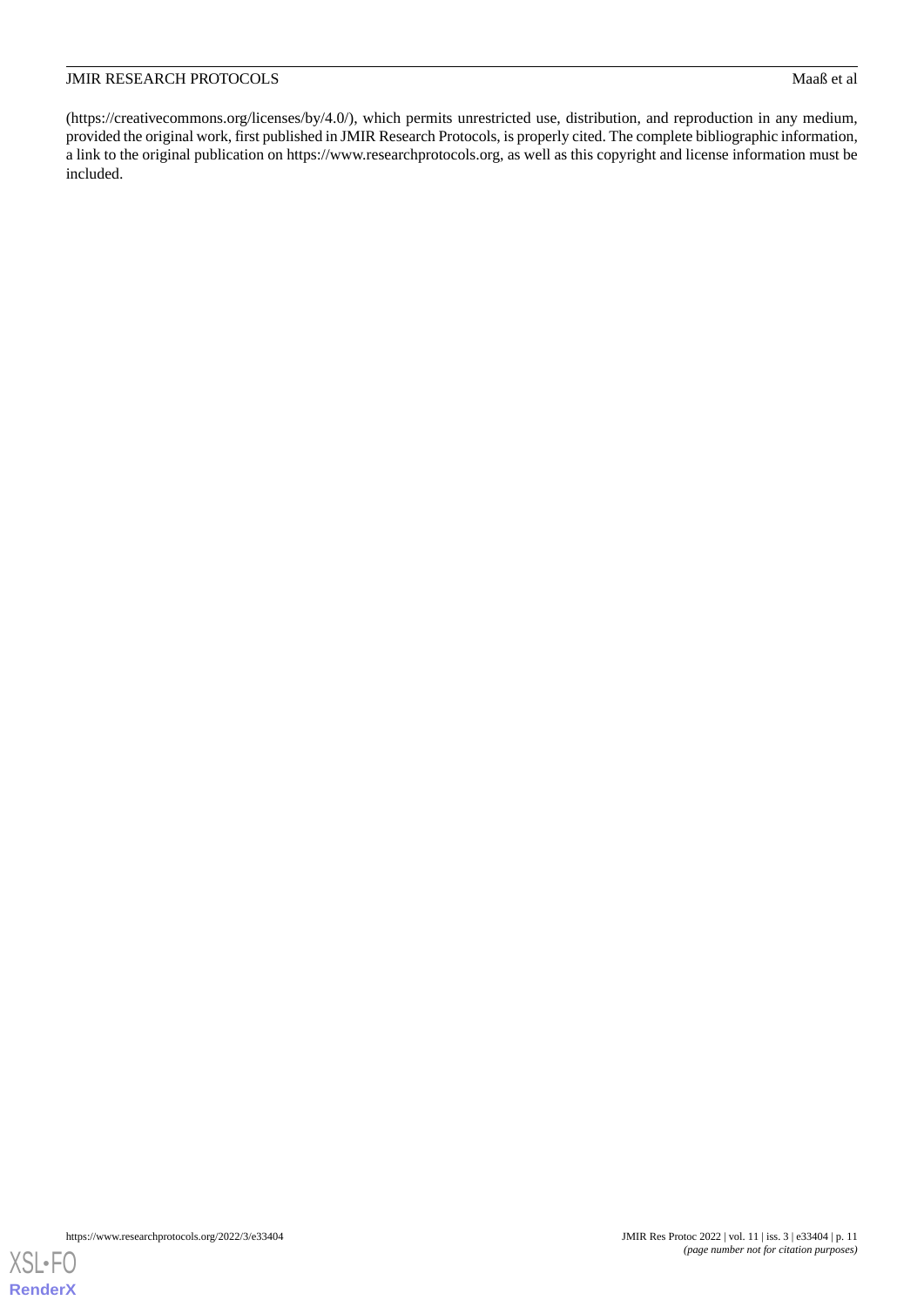(https://creativecommons.org/licenses/by/4.0/), which permits unrestricted use, distribution, and reproduction in any medium, provided the original work, first published in JMIR Research Protocols, is properly cited. The complete bibliographic information, a link to the original publication on https://www.researchprotocols.org, as well as this copyright and license information must be included.